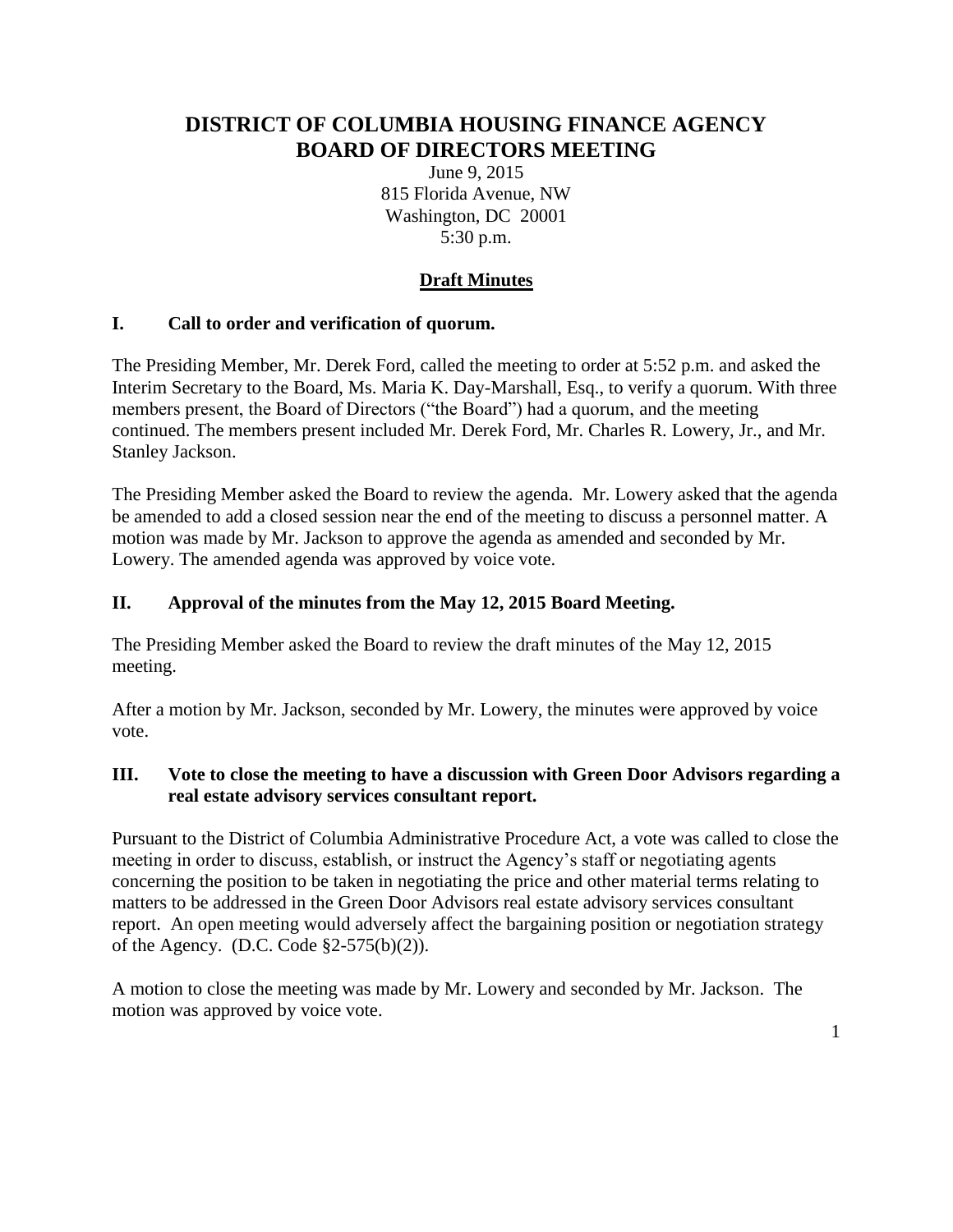# DISTRICT OF COLUMBIA HOUSING FINANCE AGENCY
# BOARD OF DIRECTORS MEETING

June 9, 2015
815 Florida Avenue, NW
Washington, DC 20001
5:30 p.m.

## Draft Minutes

### I. Call to order and verification of quorum.

The Presiding Member, Mr. Derek Ford, called the meeting to order at 5:52 p.m. and asked the Interim Secretary to the Board, Ms. Maria K. Day-Marshall, Esq., to verify a quorum. With three members present, the Board of Directors ("the Board") had a quorum, and the meeting continued. The members present included Mr. Derek Ford, Mr. Charles R. Lowery, Jr., and Mr. Stanley Jackson.

The Presiding Member asked the Board to review the agenda. Mr. Lowery asked that the agenda be amended to add a closed session near the end of the meeting to discuss a personnel matter. A motion was made by Mr. Jackson to approve the agenda as amended and seconded by Mr. Lowery. The amended agenda was approved by voice vote.

### II. Approval of the minutes from the May 12, 2015 Board Meeting.

The Presiding Member asked the Board to review the draft minutes of the May 12, 2015 meeting.

After a motion by Mr. Jackson, seconded by Mr. Lowery, the minutes were approved by voice vote.

### III. Vote to close the meeting to have a discussion with Green Door Advisors regarding a real estate advisory services consultant report.

Pursuant to the District of Columbia Administrative Procedure Act, a vote was called to close the meeting in order to discuss, establish, or instruct the Agency's staff or negotiating agents concerning the position to be taken in negotiating the price and other material terms relating to matters to be addressed in the Green Door Advisors real estate advisory services consultant report. An open meeting would adversely affect the bargaining position or negotiation strategy of the Agency. (D.C. Code §2-575(b)(2)).

A motion to close the meeting was made by Mr. Lowery and seconded by Mr. Jackson. The motion was approved by voice vote.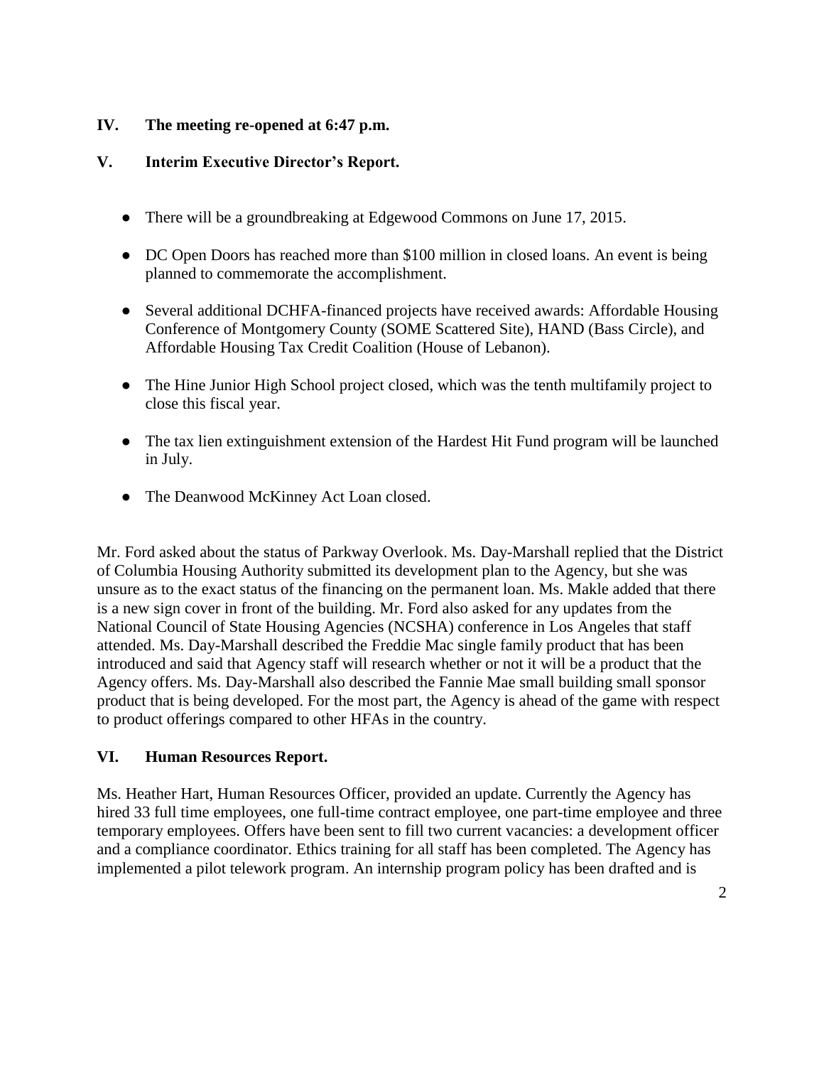## IV. The meeting re-opened at 6:47 p.m.

## V. Interim Executive Director's Report.

- There will be a groundbreaking at Edgewood Commons on June 17, 2015.
- DC Open Doors has reached more than $100 million in closed loans. An event is being planned to commemorate the accomplishment.
- Several additional DCHFA-financed projects have received awards: Affordable Housing Conference of Montgomery County (SOME Scattered Site), HAND (Bass Circle), and Affordable Housing Tax Credit Coalition (House of Lebanon).
- The Hine Junior High School project closed, which was the tenth multifamily project to close this fiscal year.
- The tax lien extinguishment extension of the Hardest Hit Fund program will be launched in July.
- The Deanwood McKinney Act Loan closed.

Mr. Ford asked about the status of Parkway Overlook. Ms. Day-Marshall replied that the District of Columbia Housing Authority submitted its development plan to the Agency, but she was unsure as to the exact status of the financing on the permanent loan. Ms. Makle added that there is a new sign cover in front of the building. Mr. Ford also asked for any updates from the National Council of State Housing Agencies (NCSHA) conference in Los Angeles that staff attended. Ms. Day-Marshall described the Freddie Mac single family product that has been introduced and said that Agency staff will research whether or not it will be a product that the Agency offers. Ms. Day-Marshall also described the Fannie Mae small building small sponsor product that is being developed. For the most part, the Agency is ahead of the game with respect to product offerings compared to other HFAs in the country.

## VI. Human Resources Report.

Ms. Heather Hart, Human Resources Officer, provided an update. Currently the Agency has hired 33 full time employees, one full-time contract employee, one part-time employee and three temporary employees. Offers have been sent to fill two current vacancies: a development officer and a compliance coordinator. Ethics training for all staff has been completed. The Agency has implemented a pilot telework program. An internship program policy has been drafted and is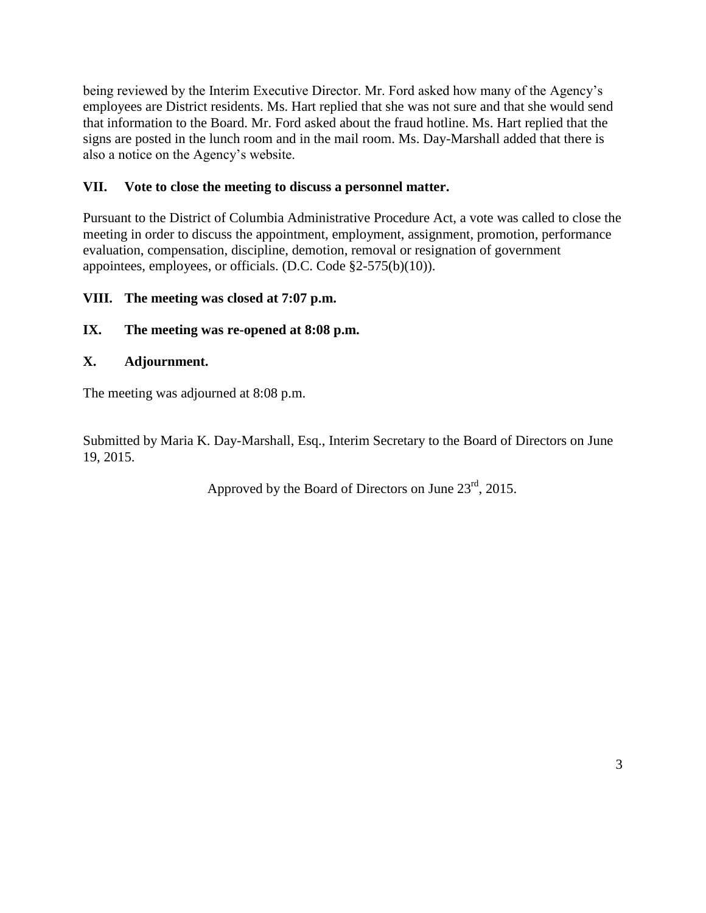being reviewed by the Interim Executive Director. Mr. Ford asked how many of the Agency's employees are District residents. Ms. Hart replied that she was not sure and that she would send that information to the Board. Mr. Ford asked about the fraud hotline. Ms. Hart replied that the signs are posted in the lunch room and in the mail room. Ms. Day-Marshall added that there is also a notice on the Agency's website.

**VII. Vote to close the meeting to discuss a personnel matter.**

Pursuant to the District of Columbia Administrative Procedure Act, a vote was called to close the meeting in order to discuss the appointment, employment, assignment, promotion, performance evaluation, compensation, discipline, demotion, removal or resignation of government appointees, employees, or officials. (D.C. Code §2-575(b)(10)).

**VIII. The meeting was closed at 7:07 p.m.**

**IX. The meeting was re-opened at 8:08 p.m.**

**X. Adjournment.**

The meeting was adjourned at 8:08 p.m.

Submitted by Maria K. Day-Marshall, Esq., Interim Secretary to the Board of Directors on June 19, 2015.

Approved by the Board of Directors on June 23rd, 2015.